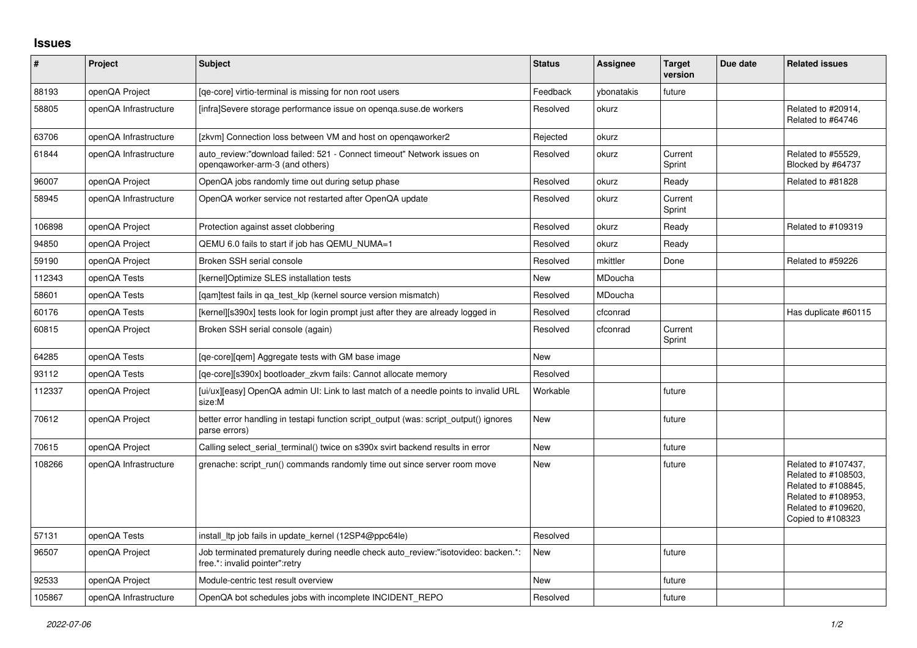# Issues

| # | Project | Subject | Status | Assignee | Target version | Due date | Related issues |
|---|---|---|---|---|---|---|---|
| 88193 | openQA Project | [qe-core] virtio-terminal is missing for non root users | Feedback | ybonatakis | future | | |
| 58805 | openQA Infrastructure | [infra]Severe storage performance issue on openqa.suse.de workers | Resolved | okurz | | | Related to #20914, Related to #64746 |
| 63706 | openQA Infrastructure | [zkvm] Connection loss between VM and host on openqaworker2 | Rejected | okurz | | | |
| 61844 | openQA Infrastructure | auto_review:"download failed: 521 - Connect timeout" Network issues on openqaworker-arm-3 (and others) | Resolved | okurz | Current Sprint | | Related to #55529, Blocked by #64737 |
| 96007 | openQA Project | OpenQA jobs randomly time out during setup phase | Resolved | okurz | Ready | | Related to #81828 |
| 58945 | openQA Infrastructure | OpenQA worker service not restarted after OpenQA update | Resolved | okurz | Current Sprint | | |
| 106898 | openQA Project | Protection against asset clobbering | Resolved | okurz | Ready | | Related to #109319 |
| 94850 | openQA Project | QEMU 6.0 fails to start if job has QEMU_NUMA=1 | Resolved | okurz | Ready | | |
| 59190 | openQA Project | Broken SSH serial console | Resolved | mkittler | Done | | Related to #59226 |
| 112343 | openQA Tests | [kernel]Optimize SLES installation tests | New | MDoucha | | | |
| 58601 | openQA Tests | [qam]test fails in qa_test_klp (kernel source version mismatch) | Resolved | MDoucha | | | |
| 60176 | openQA Tests | [kernel][s390x] tests look for login prompt just after they are already logged in | Resolved | cfconrad | | | Has duplicate #60115 |
| 60815 | openQA Project | Broken SSH serial console (again) | Resolved | cfconrad | Current Sprint | | |
| 64285 | openQA Tests | [qe-core][qem] Aggregate tests with GM base image | New | | | | |
| 93112 | openQA Tests | [qe-core][s390x] bootloader_zkvm fails: Cannot allocate memory | Resolved | | | | |
| 112337 | openQA Project | [ui/ux][easy] OpenQA admin UI: Link to last match of a needle points to invalid URL size:M | Workable | | future | | |
| 70612 | openQA Project | better error handling in testapi function script_output (was: script_output() ignores parse errors) | New | | future | | |
| 70615 | openQA Project | Calling select_serial_terminal() twice on s390x svirt backend results in error | New | | future | | |
| 108266 | openQA Infrastructure | grenache: script_run() commands randomly time out since server room move | New | | future | | Related to #107437, Related to #108503, Related to #108845, Related to #108953, Related to #109620, Copied to #108323 |
| 57131 | openQA Tests | install_ltp job fails in update_kernel (12SP4@ppc64le) | Resolved | | | | |
| 96507 | openQA Project | Job terminated prematurely during needle check auto_review:"isotovideo: backen.*: free.*: invalid pointer":retry | New | | future | | |
| 92533 | openQA Project | Module-centric test result overview | New | | future | | |
| 105867 | openQA Infrastructure | OpenQA bot schedules jobs with incomplete INCIDENT_REPO | Resolved | | future | | |

*2022-07-06*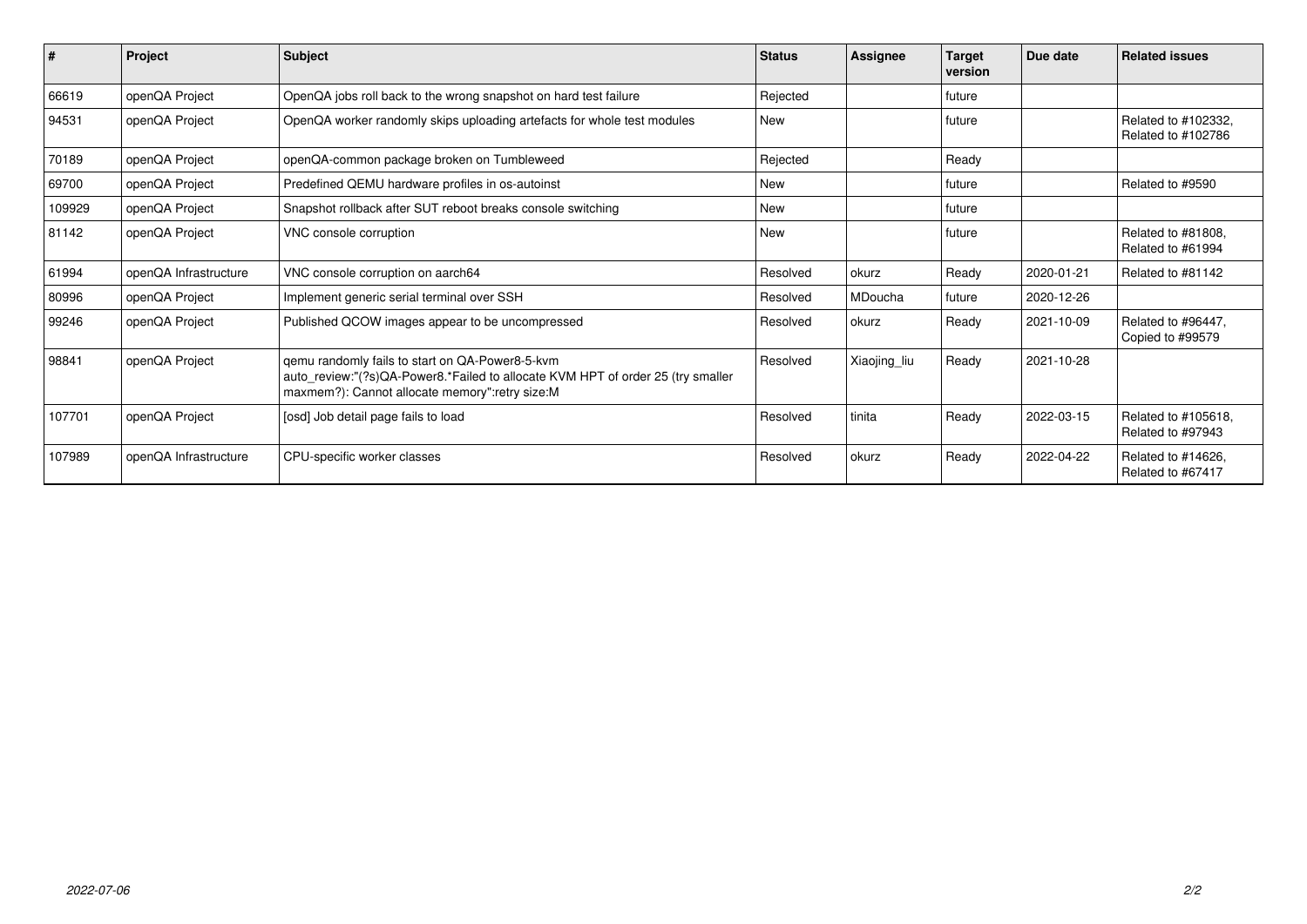| # | Project | Subject | Status | Assignee | Target version | Due date | Related issues |
|---|---|---|---|---|---|---|---|
| 66619 | openQA Project | OpenQA jobs roll back to the wrong snapshot on hard test failure | Rejected | | future | | |
| 94531 | openQA Project | OpenQA worker randomly skips uploading artefacts for whole test modules | New | | future | | Related to #102332, Related to #102786 |
| 70189 | openQA Project | openQA-common package broken on Tumbleweed | Rejected | | Ready | | |
| 69700 | openQA Project | Predefined QEMU hardware profiles in os-autoinst | New | | future | | Related to #9590 |
| 109929 | openQA Project | Snapshot rollback after SUT reboot breaks console switching | New | | future | | |
| 81142 | openQA Project | VNC console corruption | New | | future | | Related to #81808, Related to #61994 |
| 61994 | openQA Infrastructure | VNC console corruption on aarch64 | Resolved | okurz | Ready | 2020-01-21 | Related to #81142 |
| 80996 | openQA Project | Implement generic serial terminal over SSH | Resolved | MDoucha | future | 2020-12-26 | |
| 99246 | openQA Project | Published QCOW images appear to be uncompressed | Resolved | okurz | Ready | 2021-10-09 | Related to #96447, Copied to #99579 |
| 98841 | openQA Project | qemu randomly fails to start on QA-Power8-5-kvm auto_review:"(?s)QA-Power8.*Failed to allocate KVM HPT of order 25 (try smaller maxmem?): Cannot allocate memory":retry size:M | Resolved | Xiaojing_liu | Ready | 2021-10-28 | |
| 107701 | openQA Project | [osd] Job detail page fails to load | Resolved | tinita | Ready | 2022-03-15 | Related to #105618, Related to #97943 |
| 107989 | openQA Infrastructure | CPU-specific worker classes | Resolved | okurz | Ready | 2022-04-22 | Related to #14626, Related to #67417 |